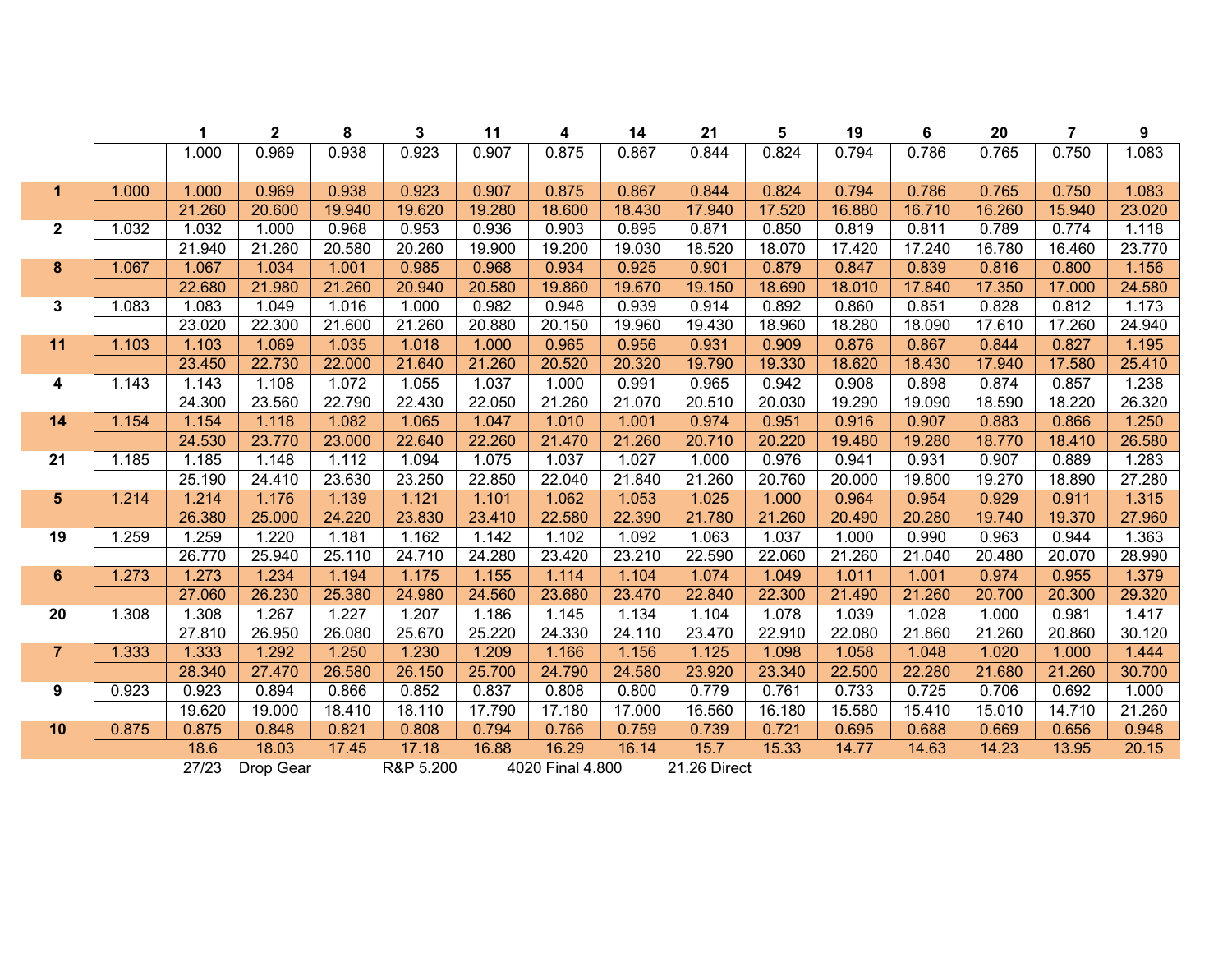| | | 1 | 2 | 8 | 3 | 11 | 4 | 14 | 21 | 5 | 19 | 6 | 20 | 7 | 9 |
|---|---|---|---|---|---|---|---|---|---|---|---|---|---|---|---|
| | | 1.000 | 0.969 | 0.938 | 0.923 | 0.907 | 0.875 | 0.867 | 0.844 | 0.824 | 0.794 | 0.786 | 0.765 | 0.750 | 1.083 |
| | | | | | | | | | | | | | | | |
| **1** | 1.000 | 1.000 | 0.969 | 0.938 | 0.923 | 0.907 | 0.875 | 0.867 | 0.844 | 0.824 | 0.794 | 0.786 | 0.765 | 0.750 | 1.083 |
| | | 21.260 | 20.600 | 19.940 | 19.620 | 19.280 | 18.600 | 18.430 | 17.940 | 17.520 | 16.880 | 16.710 | 16.260 | 15.940 | 23.020 |
| **2** | 1.032 | 1.032 | 1.000 | 0.968 | 0.953 | 0.936 | 0.903 | 0.895 | 0.871 | 0.850 | 0.819 | 0.811 | 0.789 | 0.774 | 1.118 |
| | | 21.940 | 21.260 | 20.580 | 20.260 | 19.900 | 19.200 | 19.030 | 18.520 | 18.070 | 17.420 | 17.240 | 16.780 | 16.460 | 23.770 |
| **8** | 1.067 | 1.067 | 1.034 | 1.001 | 0.985 | 0.968 | 0.934 | 0.925 | 0.901 | 0.879 | 0.847 | 0.839 | 0.816 | 0.800 | 1.156 |
| | | 22.680 | 21.980 | 21.260 | 20.940 | 20.580 | 19.860 | 19.670 | 19.150 | 18.690 | 18.010 | 17.840 | 17.350 | 17.000 | 24.580 |
| **3** | 1.083 | 1.083 | 1.049 | 1.016 | 1.000 | 0.982 | 0.948 | 0.939 | 0.914 | 0.892 | 0.860 | 0.851 | 0.828 | 0.812 | 1.173 |
| | | 23.020 | 22.300 | 21.600 | 21.260 | 20.880 | 20.150 | 19.960 | 19.430 | 18.960 | 18.280 | 18.090 | 17.610 | 17.260 | 24.940 |
| **11** | 1.103 | 1.103 | 1.069 | 1.035 | 1.018 | 1.000 | 0.965 | 0.956 | 0.931 | 0.909 | 0.876 | 0.867 | 0.844 | 0.827 | 1.195 |
| | | 23.450 | 22.730 | 22.000 | 21.640 | 21.260 | 20.520 | 20.320 | 19.790 | 19.330 | 18.620 | 18.430 | 17.940 | 17.580 | 25.410 |
| **4** | 1.143 | 1.143 | 1.108 | 1.072 | 1.055 | 1.037 | 1.000 | 0.991 | 0.965 | 0.942 | 0.908 | 0.898 | 0.874 | 0.857 | 1.238 |
| | | 24.300 | 23.560 | 22.790 | 22.430 | 22.050 | 21.260 | 21.070 | 20.510 | 20.030 | 19.290 | 19.090 | 18.590 | 18.220 | 26.320 |
| **14** | 1.154 | 1.154 | 1.118 | 1.082 | 1.065 | 1.047 | 1.010 | 1.001 | 0.974 | 0.951 | 0.916 | 0.907 | 0.883 | 0.866 | 1.250 |
| | | 24.530 | 23.770 | 23.000 | 22.640 | 22.260 | 21.470 | 21.260 | 20.710 | 20.220 | 19.480 | 19.280 | 18.770 | 18.410 | 26.580 |
| **21** | 1.185 | 1.185 | 1.148 | 1.112 | 1.094 | 1.075 | 1.037 | 1.027 | 1.000 | 0.976 | 0.941 | 0.931 | 0.907 | 0.889 | 1.283 |
| | | 25.190 | 24.410 | 23.630 | 23.250 | 22.850 | 22.040 | 21.840 | 21.260 | 20.760 | 20.000 | 19.800 | 19.270 | 18.890 | 27.280 |
| **5** | 1.214 | 1.214 | 1.176 | 1.139 | 1.121 | 1.101 | 1.062 | 1.053 | 1.025 | 1.000 | 0.964 | 0.954 | 0.929 | 0.911 | 1.315 |
| | | 26.380 | 25.000 | 24.220 | 23.830 | 23.410 | 22.580 | 22.390 | 21.780 | 21.260 | 20.490 | 20.280 | 19.740 | 19.370 | 27.960 |
| **19** | 1.259 | 1.259 | 1.220 | 1.181 | 1.162 | 1.142 | 1.102 | 1.092 | 1.063 | 1.037 | 1.000 | 0.990 | 0.963 | 0.944 | 1.363 |
| | | 26.770 | 25.940 | 25.110 | 24.710 | 24.280 | 23.420 | 23.210 | 22.590 | 22.060 | 21.260 | 21.040 | 20.480 | 20.070 | 28.990 |
| **6** | 1.273 | 1.273 | 1.234 | 1.194 | 1.175 | 1.155 | 1.114 | 1.104 | 1.074 | 1.049 | 1.011 | 1.001 | 0.974 | 0.955 | 1.379 |
| | | 27.060 | 26.230 | 25.380 | 24.980 | 24.560 | 23.680 | 23.470 | 22.840 | 22.300 | 21.490 | 21.260 | 20.700 | 20.300 | 29.320 |
| **20** | 1.308 | 1.308 | 1.267 | 1.227 | 1.207 | 1.186 | 1.145 | 1.134 | 1.104 | 1.078 | 1.039 | 1.028 | 1.000 | 0.981 | 1.417 |
| | | 27.810 | 26.950 | 26.080 | 25.670 | 25.220 | 24.330 | 24.110 | 23.470 | 22.910 | 22.080 | 21.860 | 21.260 | 20.860 | 30.120 |
| **7** | 1.333 | 1.333 | 1.292 | 1.250 | 1.230 | 1.209 | 1.166 | 1.156 | 1.125 | 1.098 | 1.058 | 1.048 | 1.020 | 1.000 | 1.444 |
| | | 28.340 | 27.470 | 26.580 | 26.150 | 25.700 | 24.790 | 24.580 | 23.920 | 23.340 | 22.500 | 22.280 | 21.680 | 21.260 | 30.700 |
| **9** | 0.923 | 0.923 | 0.894 | 0.866 | 0.852 | 0.837 | 0.808 | 0.800 | 0.779 | 0.761 | 0.733 | 0.725 | 0.706 | 0.692 | 1.000 |
| | | 19.620 | 19.000 | 18.410 | 18.110 | 17.790 | 17.180 | 17.000 | 16.560 | 16.180 | 15.580 | 15.410 | 15.010 | 14.710 | 21.260 |
| **10** | 0.875 | 0.875 | 0.848 | 0.821 | 0.808 | 0.794 | 0.766 | 0.759 | 0.739 | 0.721 | 0.695 | 0.688 | 0.669 | 0.656 | 0.948 |
| | | 18.6 | 18.03 | 17.45 | 17.18 | 16.88 | 16.29 | 16.14 | 15.7 | 15.33 | 14.77 | 14.63 | 14.23 | 13.95 | 20.15 |

27/23 Drop Gear R&P 5.200 4020 Final 4.800 21.26 Direct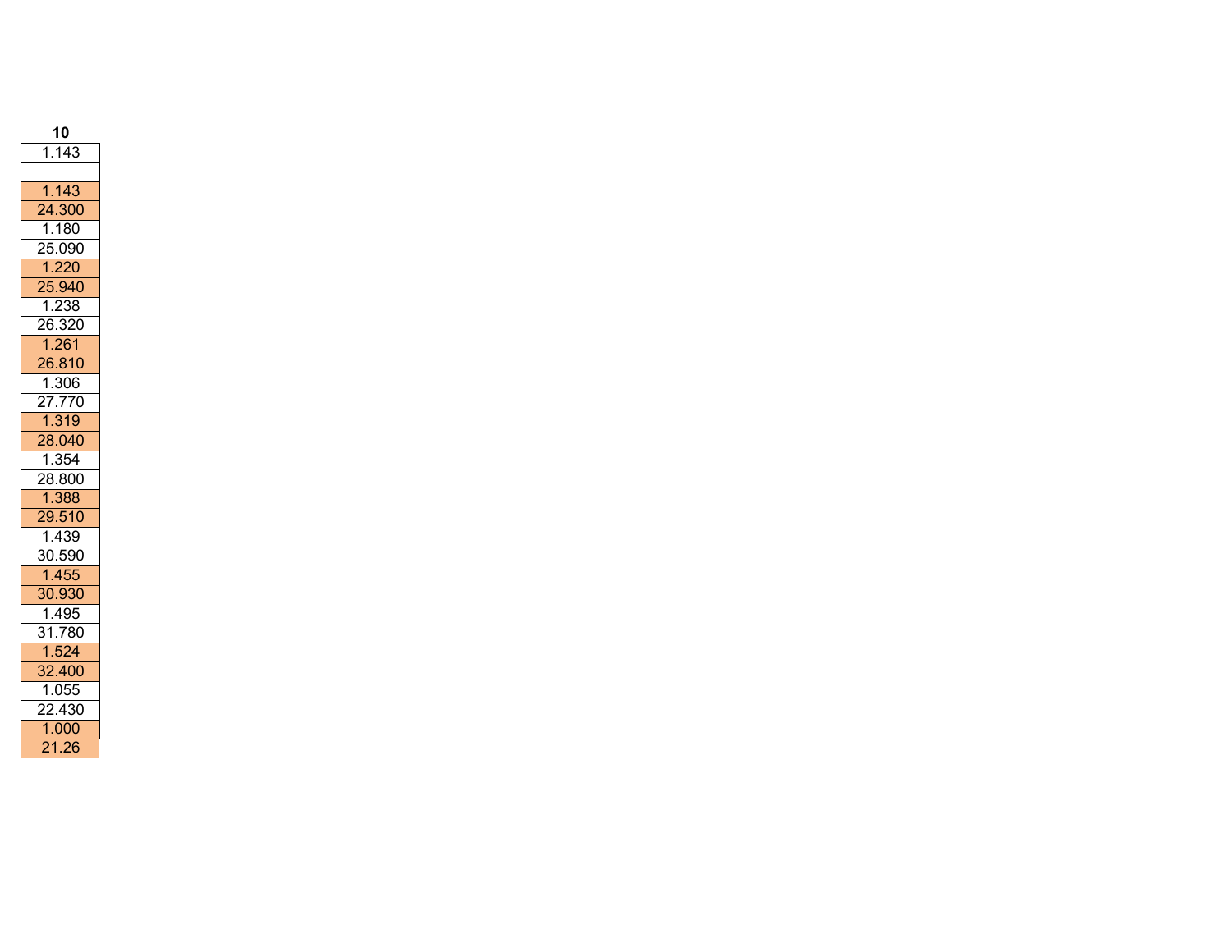| 10 |
| --- |
| 1.143 |
| |
| 1.143 |
| 24.300 |
| 1.180 |
| 25.090 |
| 1.220 |
| 25.940 |
| 1.238 |
| 26.320 |
| 1.261 |
| 26.810 |
| 1.306 |
| 27.770 |
| 1.319 |
| 28.040 |
| 1.354 |
| 28.800 |
| 1.388 |
| 29.510 |
| 1.439 |
| 30.590 |
| 1.455 |
| 30.930 |
| 1.495 |
| 31.780 |
| 1.524 |
| 32.400 |
| 1.055 |
| 22.430 |
| 1.000 |
| 21.26 |